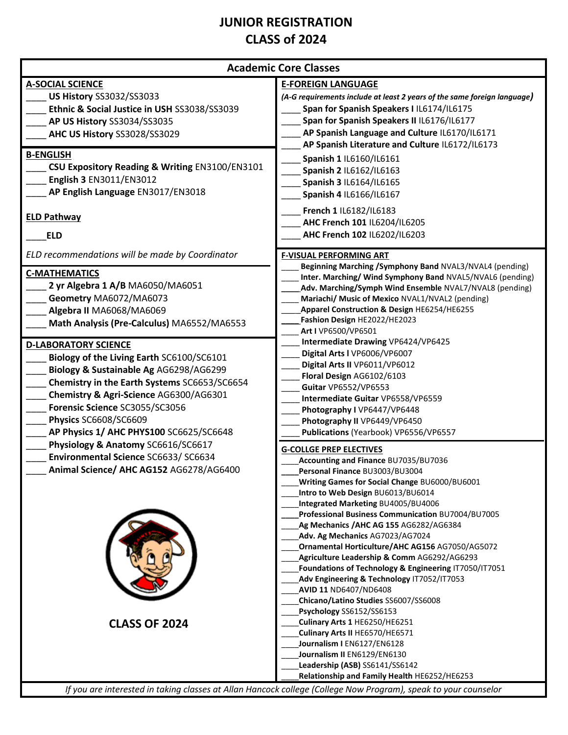# JUNIOR REGISTRATION
# CLASS of 2024

## Academic Core Classes

### A-SOCIAL SCIENCE
- ____ **US History** SS3032/SS3033
- ____ **Ethnic & Social Justice in USH** SS3038/SS3039
- ____ **AP US History** SS3034/SS3035
- ____ **AHC US History** SS3028/SS3029

### B-ENGLISH
- ____ **CSU Expository Reading & Writing** EN3100/EN3101
- ____ **English 3** EN3011/EN3012
- ____ **AP English Language** EN3017/EN3018

**ELD Pathway**

____**ELD**

*ELD recommendations will be made by Coordinator*

### C-MATHEMATICS
- ____ **2 yr Algebra 1 A/B** MA6050/MA6051
- ____ **Geometry** MA6072/MA6073
- ____ **Algebra II** MA6068/MA6069
- ____ **Math Analysis (Pre-Calculus)** MA6552/MA6553

### D-LABORATORY SCIENCE
- ____ **Biology of the Living Earth** SC6100/SC6101
- ____ **Biology & Sustainable Ag** AG6298/AG6299
- ____ **Chemistry in the Earth Systems** SC6653/SC6654
- ____ **Chemistry & Agri-Science** AG6300/AG6301
- ____ **Forensic Science** SC3055/SC3056
- ____ **Physics** SC6608/SC6609
- ____ **AP Physics 1/ AHC PHYS100** SC6625/SC6648
- ____ **Physiology & Anatomy** SC6616/SC6617
- ____ **Environmental Science** SC6633/ SC6634
- ____ **Animal Science/ AHC AG152** AG6278/AG6400

**CLASS OF 2024**

### E-FOREIGN LANGUAGE
*(A-G requirements include at least 2 years of the same foreign language)*
- ____ **Span for Spanish Speakers I** IL6174/IL6175
- ____ **Span for Spanish Speakers II** IL6176/IL6177
- ____ **AP Spanish Language and Culture** IL6170/IL6171
- ____ **AP Spanish Literature and Culture** IL6172/IL6173
- ____ **Spanish 1** IL6160/IL6161
- ____ **Spanish 2** IL6162/IL6163
- ____ **Spanish 3** IL6164/IL6165
- ____ **Spanish 4** IL6166/IL6167
- ____ **French 1** IL6182/IL6183
- ____ **AHC French 101** IL6204/IL6205
- ____ **AHC French 102** IL6202/IL6203

### F-VISUAL PERFORMING ART
- ____ **Beginning Marching /Symphony Band** NVAL3/NVAL4 (pending)
- ____ **Inter. Marching/ Wind Symphony Band** NVAL5/NVAL6 (pending)
- ____ **Adv. Marching/Symph Wind Ensemble** NVAL7/NVAL8 (pending)
- ____ **Mariachi/ Music of Mexico** NVAL1/NVAL2 (pending)
- ____ **Apparel Construction & Design** HE6254/HE6255
- ____ **Fashion Design** HE2022/HE2023
- ____ **Art I** VP6500/VP6501
- ____ **Intermediate Drawing** VP6424/VP6425
- ____ **Digital Arts I** VP6006/VP6007
- ____ **Digital Arts II** VP6011/VP6012
- ____ **Floral Design** AG6102/6103
- ____ **Guitar** VP6552/VP6553
- ____ **Intermediate Guitar** VP6558/VP6559
- ____ **Photography I** VP6447/VP6448
- ____ **Photography II** VP6449/VP6450
- ____ **Publications** (Yearbook) VP6556/VP6557

### G-COLLGE PREP ELECTIVES
- ____ **Accounting and Finance** BU7035/BU7036
- ____ **Personal Finance** BU3003/BU3004
- ____ **Writing Games for Social Change** BU6000/BU6001
- ____ **Intro to Web Design** BU6013/BU6014
- ____ **Integrated Marketing** BU4005/BU4006
- ____ **Professional Business Communication** BU7004/BU7005
- ____ **Ag Mechanics /AHC AG 155** AG6282/AG6384
- ____ **Adv. Ag Mechanics** AG7023/AG7024
- ____ **Ornamental Horticulture/AHC AG156** AG7050/AG5072
- ____ **Agriculture Leadership & Comm** AG6292/AG6293
- ____ **Foundations of Technology & Engineering** IT7050/IT7051
- ____ **Adv Engineering & Technology** IT7052/IT7053
- ____ **AVID 11** ND6407/ND6408
- ____ **Chicano/Latino Studies** SS6007/SS6008
- ____ **Psychology** SS6152/SS6153
- ____ **Culinary Arts 1** HE6250/HE6251
- ____ **Culinary Arts II** HE6570/HE6571
- ____ **Journalism I** EN6127/EN6128
- ____ **Journalism II** EN6129/EN6130
- ____ **Leadership (ASB)** SS6141/SS6142
- ____ **Relationship and Family Health** HE6252/HE6253

*If you are interested in taking classes at Allan Hancock college (College Now Program), speak to your counselor*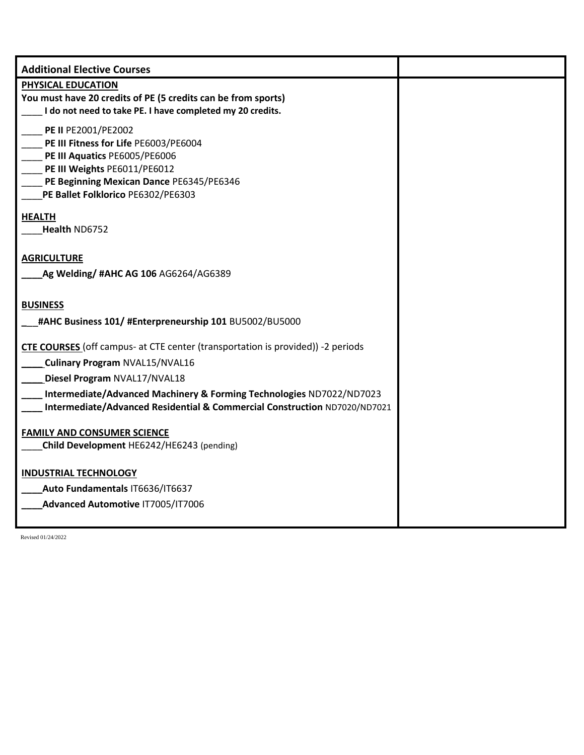| Additional Elective Courses | |
|---|---|
| **PHYSICAL EDUCATION**<br>**You must have 20 credits of PE (5 credits can be from sports)**<br>____ **I do not need to take PE. I have completed my 20 credits.**<br><br>____ **PE II** PE2001/PE2002<br>____ **PE III Fitness for Life** PE6003/PE6004<br>____ **PE III Aquatics** PE6005/PE6006<br>____ **PE III Weights** PE6011/PE6012<br>____ **PE Beginning Mexican Dance** PE6345/PE6346<br>____**PE Ballet Folklorico** PE6302/PE6303<br><br>**HEALTH**<br>____**Health** ND6752<br><br>**AGRICULTURE**<br>____**Ag Welding/ #AHC AG 106** AG6264/AG6389<br><br>**BUSINESS**<br>___**#AHC Business 101/ #Enterpreneurship 101** BU5002/BU5000<br><br>**CTE COURSES** (off campus- at CTE center (transportation is provided)) -2 periods<br>____**Culinary Program** NVAL15/NVAL16<br>____**Diesel Program** NVAL17/NVAL18<br>____ **Intermediate/Advanced Machinery & Forming Technologies** ND7022/ND7023<br>____ **Intermediate/Advanced Residential & Commercial Construction** ND7020/ND7021<br><br>**FAMILY AND CONSUMER SCIENCE**<br>____**Child Development** HE6242/HE6243 (pending)<br><br>**INDUSTRIAL TECHNOLOGY**<br>____**Auto Fundamentals** IT6636/IT6637<br>____**Advanced Automotive** IT7005/IT7006 | |

Revised 01/24/2022